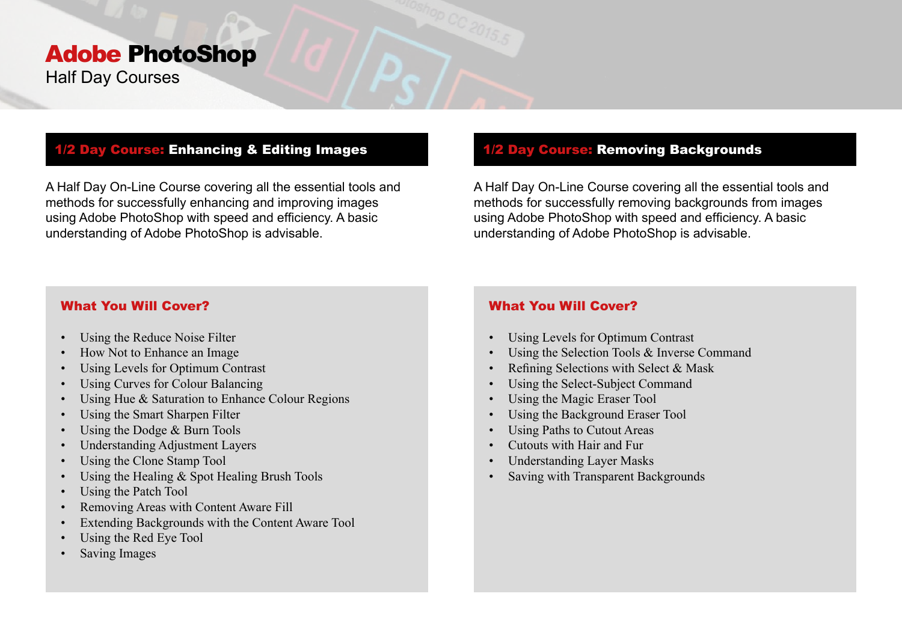# **Adobe PhotoShop**

Half Day Courses

## 1/2 Day Course: Enhancing & Editing Images

A Half Day On-Line Course covering all the essential tools and methods for successfully enhancing and improving images using Adobe PhotoShop with speed and efficiency. A basic understanding of Adobe PhotoShop is advisable.

### What You Will Cover?

- Using the Reduce Noise Filter
- How Not to Enhance an Image
- Using Levels for Optimum Contrast
- Using Curves for Colour Balancing
- Using Hue & Saturation to Enhance Colour Regions
- Using the Smart Sharpen Filter
- Using the Dodge & Burn Tools
- Understanding Adjustment Layers
- Using the Clone Stamp Tool
- Using the Healing & Spot Healing Brush Tools
- Using the Patch Tool
- Removing Areas with Content Aware Fill
- Extending Backgrounds with the Content Aware Tool
- Using the Red Eye Tool
- Saving Images

## 1/2 Day Course: Removing Backgrounds

A Half Day On-Line Course covering all the essential tools and methods for successfully removing backgrounds from images using Adobe PhotoShop with speed and efficiency. A basic understanding of Adobe PhotoShop is advisable.

### What You Will Cover?

- Using Levels for Optimum Contrast
- Using the Selection Tools & Inverse Command
- Refining Selections with Select & Mask
- Using the Select-Subject Command
- Using the Magic Eraser Tool
- Using the Background Eraser Tool
- Using Paths to Cutout Areas
- Cutouts with Hair and Fur
- Understanding Layer Masks
- Saving with Transparent Backgrounds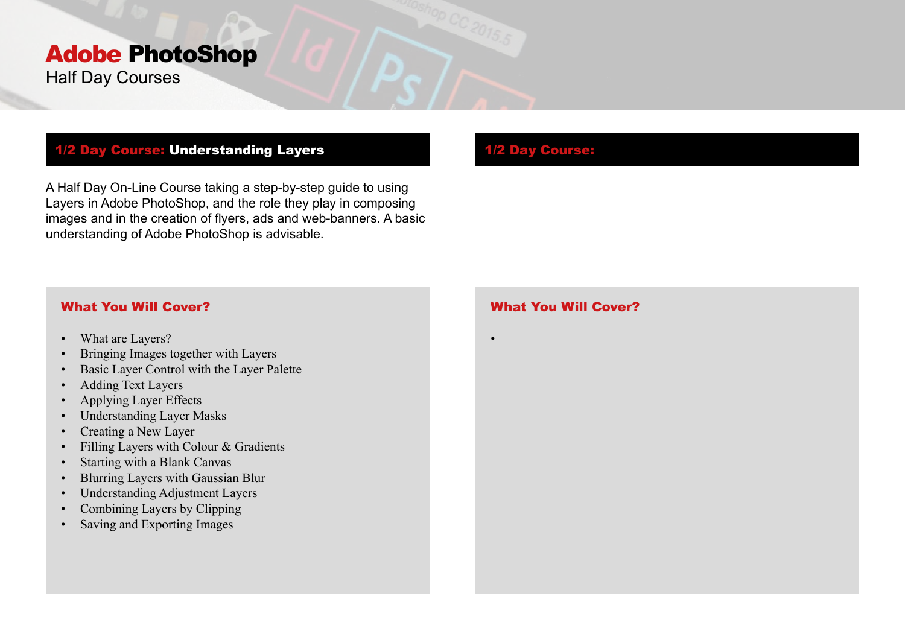# Adobe PhotoShop

Half Day Courses

## 1/2 Day Course: Understanding Layers

A Half Day On-Line Course taking a step-by-step guide to using Layers in Adobe PhotoShop, and the role they play in composing images and in the creation of flyers, ads and web-banners. A basic understanding of Adobe PhotoShop is advisable.

### What You Will Cover?

- What are Layers?
- Bringing Images together with Layers
- Basic Layer Control with the Layer Palette
- Adding Text Layers
- Applying Layer Effects
- Understanding Layer Masks
- Creating a New Layer
- Filling Layers with Colour & Gradients
- Starting with a Blank Canvas
- Blurring Layers with Gaussian Blur
- Understanding Adjustment Layers
- Combining Layers by Clipping
- Saving and Exporting Images

## 1/2 Day Course:

### What You Will Cover?

-